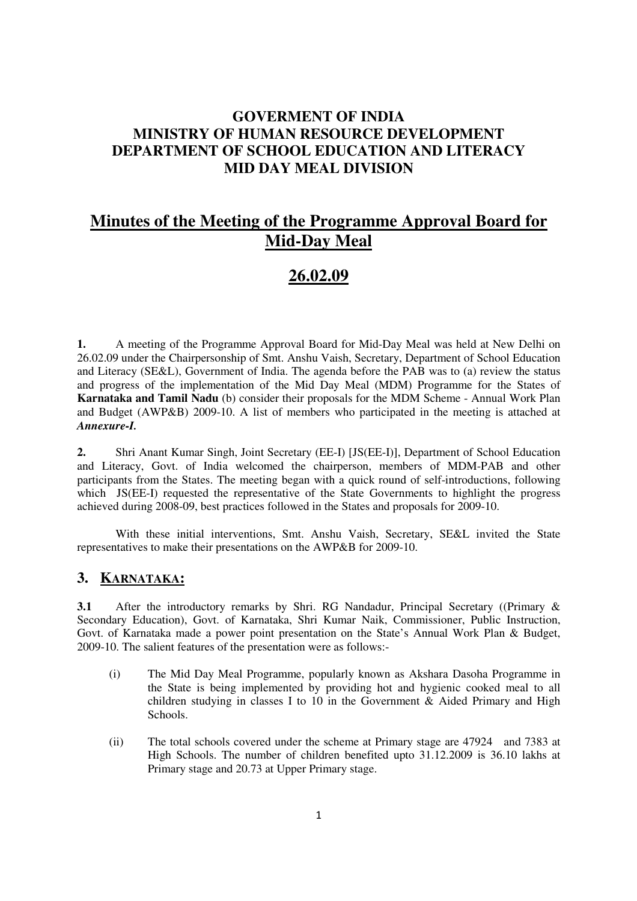**GOVERMENT OF INDIA**
**MINISTRY OF HUMAN RESOURCE DEVELOPMENT**
**DEPARTMENT OF SCHOOL EDUCATION AND LITERACY**
**MID DAY MEAL DIVISION**

# Minutes of the Meeting of the Programme Approval Board for Mid-Day Meal

## 26.02.09

**1.** A meeting of the Programme Approval Board for Mid-Day Meal was held at New Delhi on 26.02.09 under the Chairpersonship of Smt. Anshu Vaish, Secretary, Department of School Education and Literacy (SE&L), Government of India. The agenda before the PAB was to (a) review the status and progress of the implementation of the Mid Day Meal (MDM) Programme for the States of **Karnataka and Tamil Nadu** (b) consider their proposals for the MDM Scheme - Annual Work Plan and Budget (AWP&B) 2009-10. A list of members who participated in the meeting is attached at ***Annexure-I.***

**2.** Shri Anant Kumar Singh, Joint Secretary (EE-I) [JS(EE-I)], Department of School Education and Literacy, Govt. of India welcomed the chairperson, members of MDM-PAB and other participants from the States. The meeting began with a quick round of self-introductions, following which JS(EE-I) requested the representative of the State Governments to highlight the progress achieved during 2008-09, best practices followed in the States and proposals for 2009-10.

With these initial interventions, Smt. Anshu Vaish, Secretary, SE&L invited the State representatives to make their presentations on the AWP&B for 2009-10.

## 3. KARNATAKA:

**3.1** After the introductory remarks by Shri. RG Nandadur, Principal Secretary ((Primary & Secondary Education), Govt. of Karnataka, Shri Kumar Naik, Commissioner, Public Instruction, Govt. of Karnataka made a power point presentation on the State's Annual Work Plan & Budget, 2009-10. The salient features of the presentation were as follows:-

(i) The Mid Day Meal Programme, popularly known as Akshara Dasoha Programme in the State is being implemented by providing hot and hygienic cooked meal to all children studying in classes I to 10 in the Government & Aided Primary and High Schools.

(ii) The total schools covered under the scheme at Primary stage are 47924 and 7383 at High Schools. The number of children benefited upto 31.12.2009 is 36.10 lakhs at Primary stage and 20.73 at Upper Primary stage.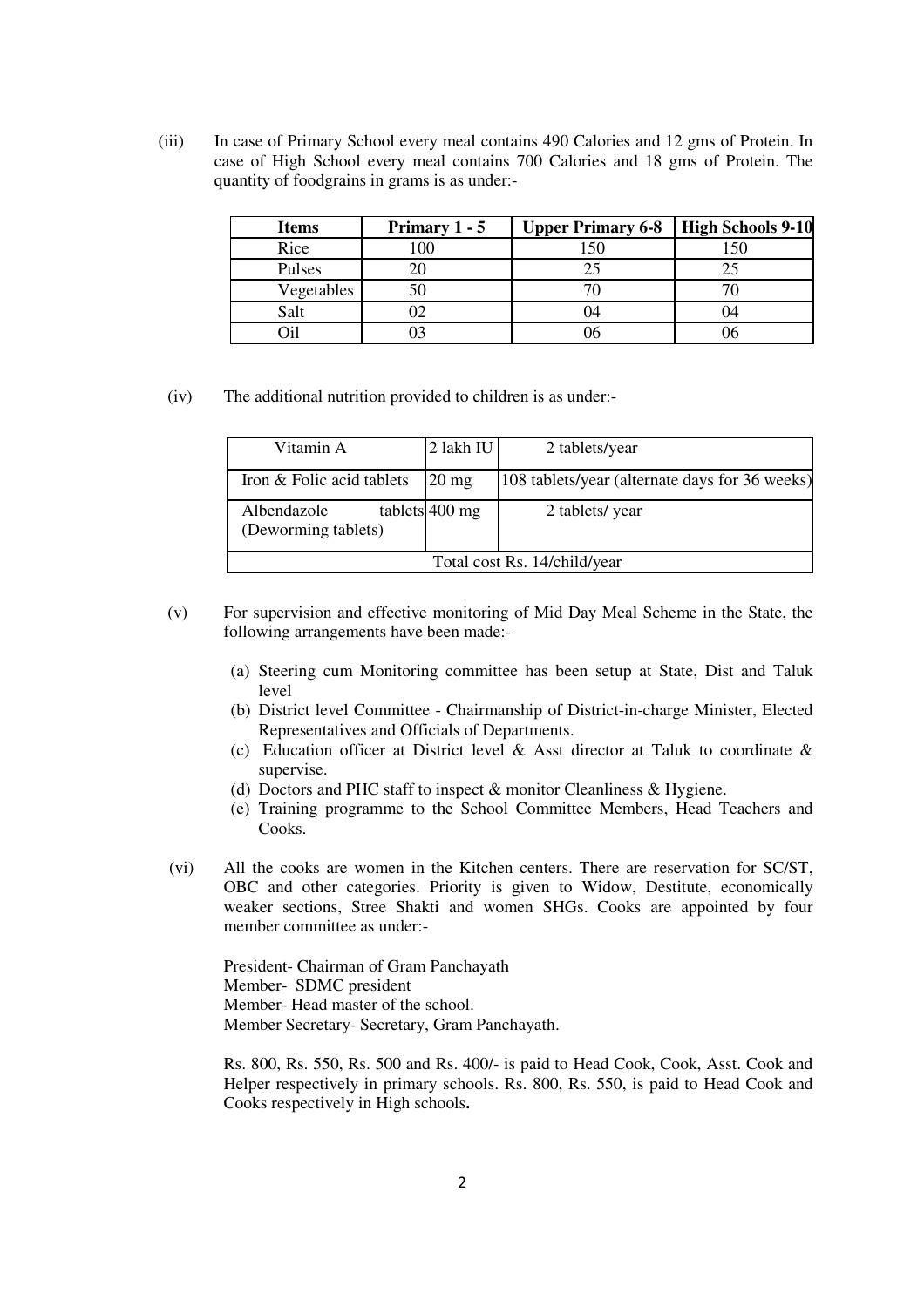(iii) In case of Primary School every meal contains 490 Calories and 12 gms of Protein. In case of High School every meal contains 700 Calories and 18 gms of Protein. The quantity of foodgrains in grams is as under:-

| Items | Primary 1 - 5 | Upper Primary 6-8 | High Schools 9-10 |
|---|---|---|---|
| Rice | 100 | 150 | 150 |
| Pulses | 20 | 25 | 25 |
| Vegetables | 50 | 70 | 70 |
| Salt | 02 | 04 | 04 |
| Oil | 03 | 06 | 06 |

(iv) The additional nutrition provided to children is as under:-

| Vitamin A | 2 lakh IU | 2 tablets/year |
|---|---|---|
| Iron & Folic acid tablets | 20 mg | 108 tablets/year (alternate days for 36 weeks) |
| Albendazole tablets (Deworming tablets) | 400 mg | 2 tablets/ year |
| Total cost Rs. 14/child/year | | |

(v) For supervision and effective monitoring of Mid Day Meal Scheme in the State, the following arrangements have been made:-

(a) Steering cum Monitoring committee has been setup at State, Dist and Taluk level
(b) District level Committee - Chairmanship of District-in-charge Minister, Elected Representatives and Officials of Departments.
(c) Education officer at District level & Asst director at Taluk to coordinate & supervise.
(d) Doctors and PHC staff to inspect & monitor Cleanliness & Hygiene.
(e) Training programme to the School Committee Members, Head Teachers and Cooks.

(vi) All the cooks are women in the Kitchen centers. There are reservation for SC/ST, OBC and other categories. Priority is given to Widow, Destitute, economically weaker sections, Stree Shakti and women SHGs. Cooks are appointed by four member committee as under:-

President- Chairman of Gram Panchayath
Member- SDMC president
Member- Head master of the school.
Member Secretary- Secretary, Gram Panchayath.

Rs. 800, Rs. 550, Rs. 500 and Rs. 400/- is paid to Head Cook, Cook, Asst. Cook and Helper respectively in primary schools. Rs. 800, Rs. 550, is paid to Head Cook and Cooks respectively in High schools.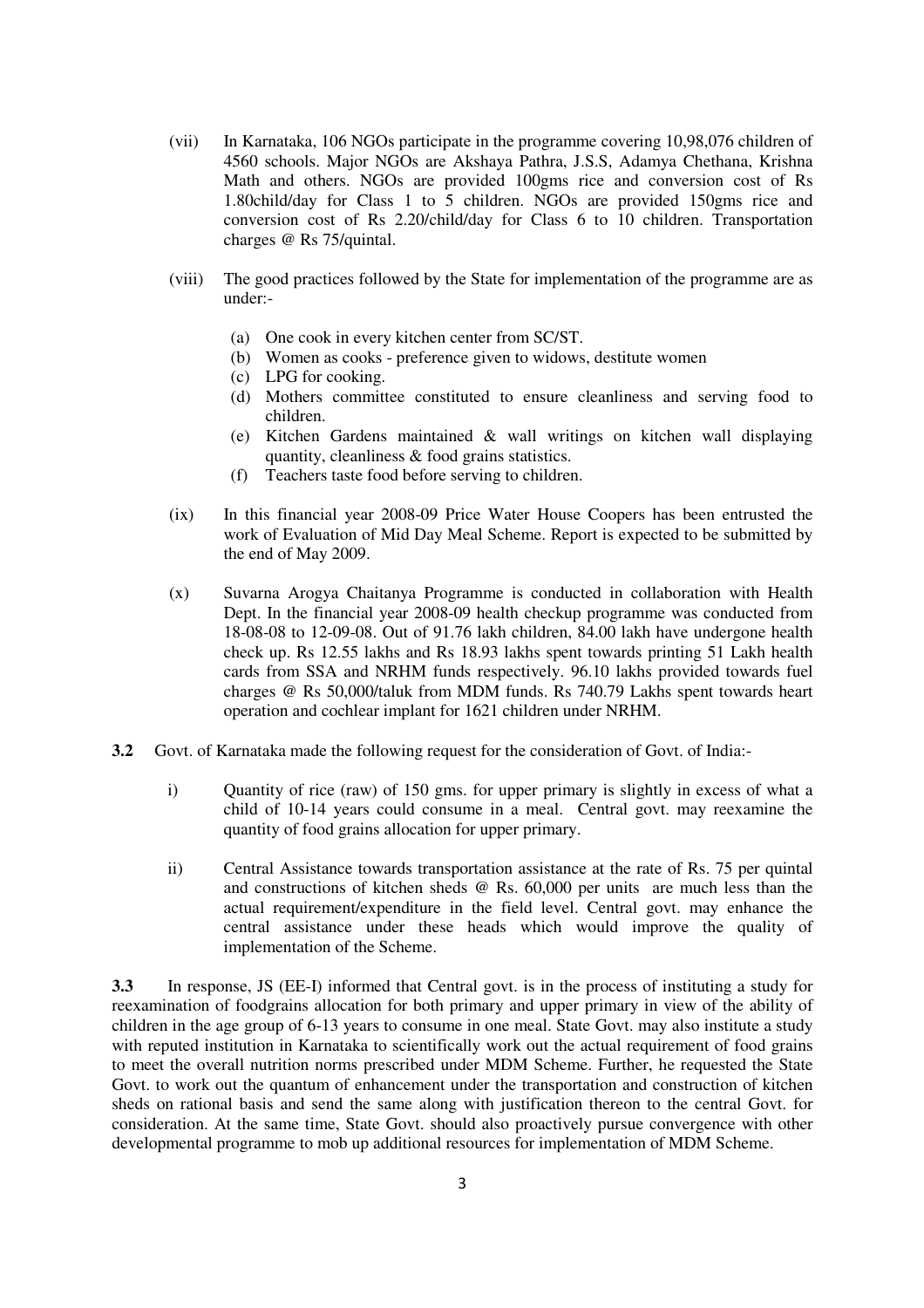(vii) In Karnataka, 106 NGOs participate in the programme covering 10,98,076 children of 4560 schools. Major NGOs are Akshaya Pathra, J.S.S, Adamya Chethana, Krishna Math and others. NGOs are provided 100gms rice and conversion cost of Rs 1.80child/day for Class 1 to 5 children. NGOs are provided 150gms rice and conversion cost of Rs 2.20/child/day for Class 6 to 10 children. Transportation charges @ Rs 75/quintal.

(viii) The good practices followed by the State for implementation of the programme are as under:-

   (a) One cook in every kitchen center from SC/ST.
   (b) Women as cooks - preference given to widows, destitute women
   (c) LPG for cooking.
   (d) Mothers committee constituted to ensure cleanliness and serving food to children.
   (e) Kitchen Gardens maintained & wall writings on kitchen wall displaying quantity, cleanliness & food grains statistics.
   (f) Teachers taste food before serving to children.

(ix) In this financial year 2008-09 Price Water House Coopers has been entrusted the work of Evaluation of Mid Day Meal Scheme. Report is expected to be submitted by the end of May 2009.

(x) Suvarna Arogya Chaitanya Programme is conducted in collaboration with Health Dept. In the financial year 2008-09 health checkup programme was conducted from 18-08-08 to 12-09-08. Out of 91.76 lakh children, 84.00 lakh have undergone health check up. Rs 12.55 lakhs and Rs 18.93 lakhs spent towards printing 51 Lakh health cards from SSA and NRHM funds respectively. 96.10 lakhs provided towards fuel charges @ Rs 50,000/taluk from MDM funds. Rs 740.79 Lakhs spent towards heart operation and cochlear implant for 1621 children under NRHM.

**3.2** Govt. of Karnataka made the following request for the consideration of Govt. of India:-

i) Quantity of rice (raw) of 150 gms. for upper primary is slightly in excess of what a child of 10-14 years could consume in a meal. Central govt. may reexamine the quantity of food grains allocation for upper primary.

ii) Central Assistance towards transportation assistance at the rate of Rs. 75 per quintal and constructions of kitchen sheds @ Rs. 60,000 per units are much less than the actual requirement/expenditure in the field level. Central govt. may enhance the central assistance under these heads which would improve the quality of implementation of the Scheme.

**3.3** In response, JS (EE-I) informed that Central govt. is in the process of instituting a study for reexamination of foodgrains allocation for both primary and upper primary in view of the ability of children in the age group of 6-13 years to consume in one meal. State Govt. may also institute a study with reputed institution in Karnataka to scientifically work out the actual requirement of food grains to meet the overall nutrition norms prescribed under MDM Scheme. Further, he requested the State Govt. to work out the quantum of enhancement under the transportation and construction of kitchen sheds on rational basis and send the same along with justification thereon to the central Govt. for consideration. At the same time, State Govt. should also proactively pursue convergence with other developmental programme to mob up additional resources for implementation of MDM Scheme.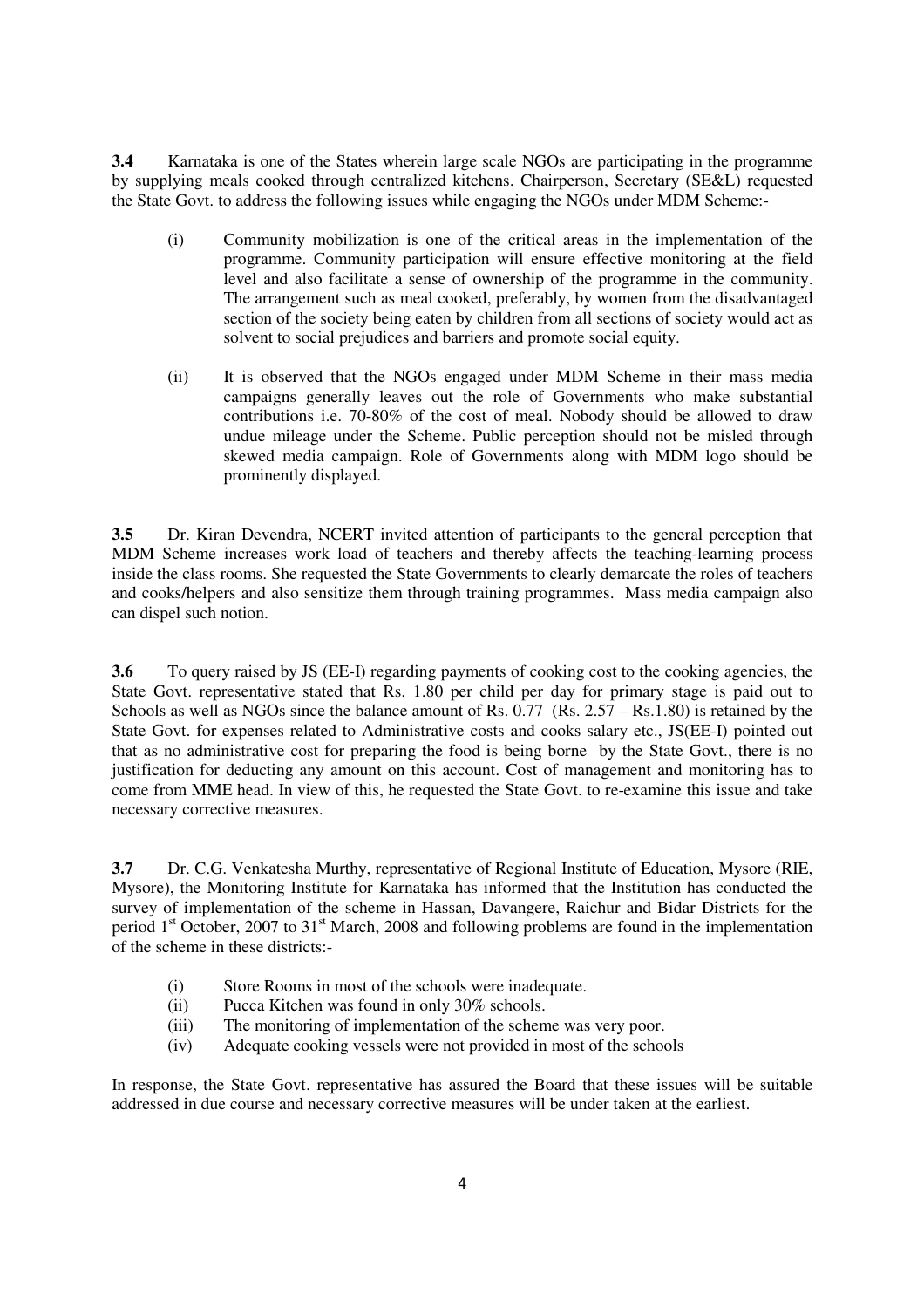**3.4** Karnataka is one of the States wherein large scale NGOs are participating in the programme by supplying meals cooked through centralized kitchens. Chairperson, Secretary (SE&L) requested the State Govt. to address the following issues while engaging the NGOs under MDM Scheme:-

(i) Community mobilization is one of the critical areas in the implementation of the programme. Community participation will ensure effective monitoring at the field level and also facilitate a sense of ownership of the programme in the community. The arrangement such as meal cooked, preferably, by women from the disadvantaged section of the society being eaten by children from all sections of society would act as solvent to social prejudices and barriers and promote social equity.

(ii) It is observed that the NGOs engaged under MDM Scheme in their mass media campaigns generally leaves out the role of Governments who make substantial contributions i.e. 70-80% of the cost of meal. Nobody should be allowed to draw undue mileage under the Scheme. Public perception should not be misled through skewed media campaign. Role of Governments along with MDM logo should be prominently displayed.

**3.5** Dr. Kiran Devendra, NCERT invited attention of participants to the general perception that MDM Scheme increases work load of teachers and thereby affects the teaching-learning process inside the class rooms. She requested the State Governments to clearly demarcate the roles of teachers and cooks/helpers and also sensitize them through training programmes. Mass media campaign also can dispel such notion.

**3.6** To query raised by JS (EE-I) regarding payments of cooking cost to the cooking agencies, the State Govt. representative stated that Rs. 1.80 per child per day for primary stage is paid out to Schools as well as NGOs since the balance amount of Rs. 0.77 (Rs. 2.57 – Rs.1.80) is retained by the State Govt. for expenses related to Administrative costs and cooks salary etc., JS(EE-I) pointed out that as no administrative cost for preparing the food is being borne by the State Govt., there is no justification for deducting any amount on this account. Cost of management and monitoring has to come from MME head. In view of this, he requested the State Govt. to re-examine this issue and take necessary corrective measures.

**3.7** Dr. C.G. Venkatesha Murthy, representative of Regional Institute of Education, Mysore (RIE, Mysore), the Monitoring Institute for Karnataka has informed that the Institution has conducted the survey of implementation of the scheme in Hassan, Davangere, Raichur and Bidar Districts for the period 1st October, 2007 to 31st March, 2008 and following problems are found in the implementation of the scheme in these districts:-

(i) Store Rooms in most of the schools were inadequate.
(ii) Pucca Kitchen was found in only 30% schools.
(iii) The monitoring of implementation of the scheme was very poor.
(iv) Adequate cooking vessels were not provided in most of the schools

In response, the State Govt. representative has assured the Board that these issues will be suitable addressed in due course and necessary corrective measures will be under taken at the earliest.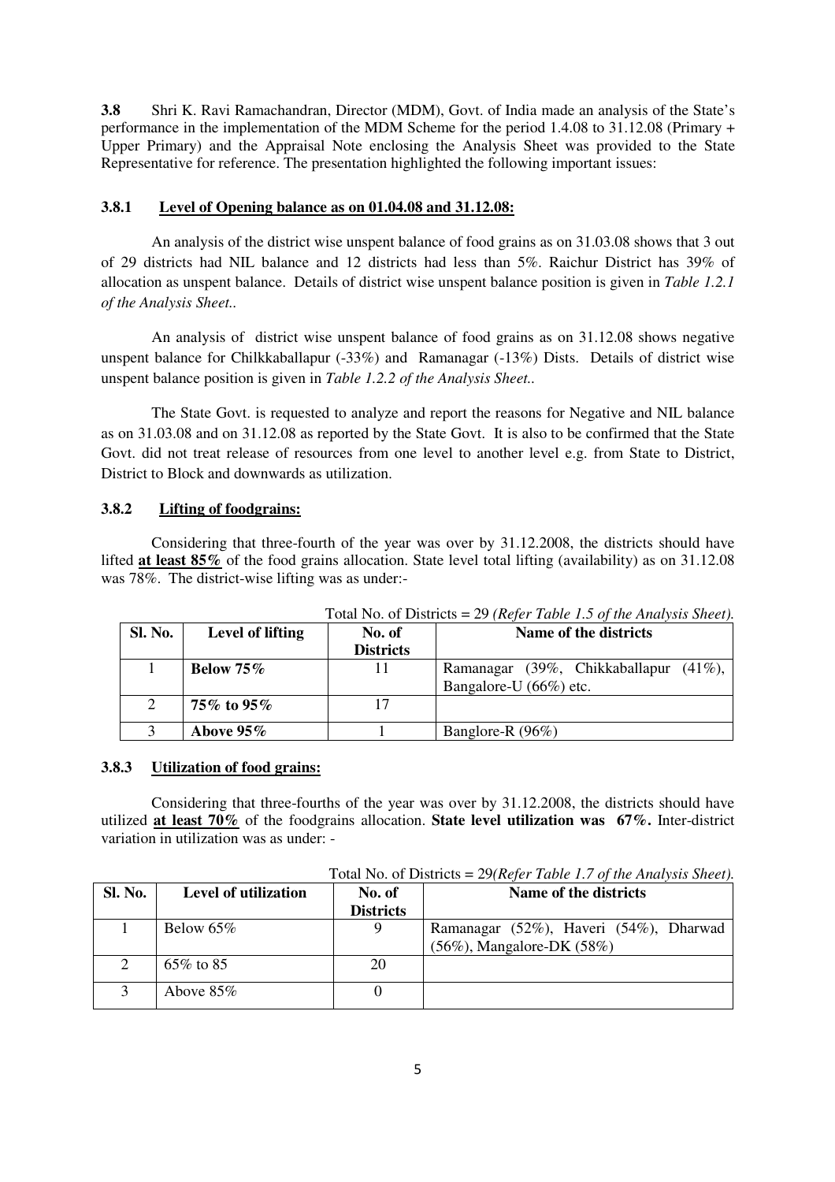**3.8** Shri K. Ravi Ramachandran, Director (MDM), Govt. of India made an analysis of the State's performance in the implementation of the MDM Scheme for the period 1.4.08 to 31.12.08 (Primary + Upper Primary) and the Appraisal Note enclosing the Analysis Sheet was provided to the State Representative for reference. The presentation highlighted the following important issues:

### 3.8.1 Level of Opening balance as on 01.04.08 and 31.12.08:

An analysis of the district wise unspent balance of food grains as on 31.03.08 shows that 3 out of 29 districts had NIL balance and 12 districts had less than 5%. Raichur District has 39% of allocation as unspent balance. Details of district wise unspent balance position is given in *Table 1.2.1 of the Analysis Sheet..*

An analysis of district wise unspent balance of food grains as on 31.12.08 shows negative unspent balance for Chilkkaballapur (-33%) and Ramanagar (-13%) Dists. Details of district wise unspent balance position is given in *Table 1.2.2 of the Analysis Sheet..*

The State Govt. is requested to analyze and report the reasons for Negative and NIL balance as on 31.03.08 and on 31.12.08 as reported by the State Govt. It is also to be confirmed that the State Govt. did not treat release of resources from one level to another level e.g. from State to District, District to Block and downwards as utilization.

### 3.8.2 Lifting of foodgrains:

Considering that three-fourth of the year was over by 31.12.2008, the districts should have lifted **at least 85%** of the food grains allocation. State level total lifting (availability) as on 31.12.08 was 78%. The district-wise lifting was as under:-

Total No. of Districts = 29 *(Refer Table 1.5 of the Analysis Sheet).*

| Sl. No. | Level of lifting | No. of Districts | Name of the districts |
|---|---|---|---|
| 1 | **Below 75%** | 11 | Ramanagar (39%, Chikkaballapur (41%), Bangalore-U (66%) etc. |
| 2 | **75% to 95%** | 17 | |
| 3 | **Above 95%** | 1 | Banglore-R (96%) |

### 3.8.3 Utilization of food grains:

Considering that three-fourths of the year was over by 31.12.2008, the districts should have utilized **at least 70%** of the foodgrains allocation. **State level utilization was 67%.** Inter-district variation in utilization was as under: -

Total No. of Districts = 29*(Refer Table 1.7 of the Analysis Sheet).*

| Sl. No. | Level of utilization | No. of Districts | Name of the districts |
|---|---|---|---|
| 1 | Below 65% | 9 | Ramanagar (52%), Haveri (54%), Dharwad (56%), Mangalore-DK (58%) |
| 2 | 65% to 85 | 20 | |
| 3 | Above 85% | 0 | |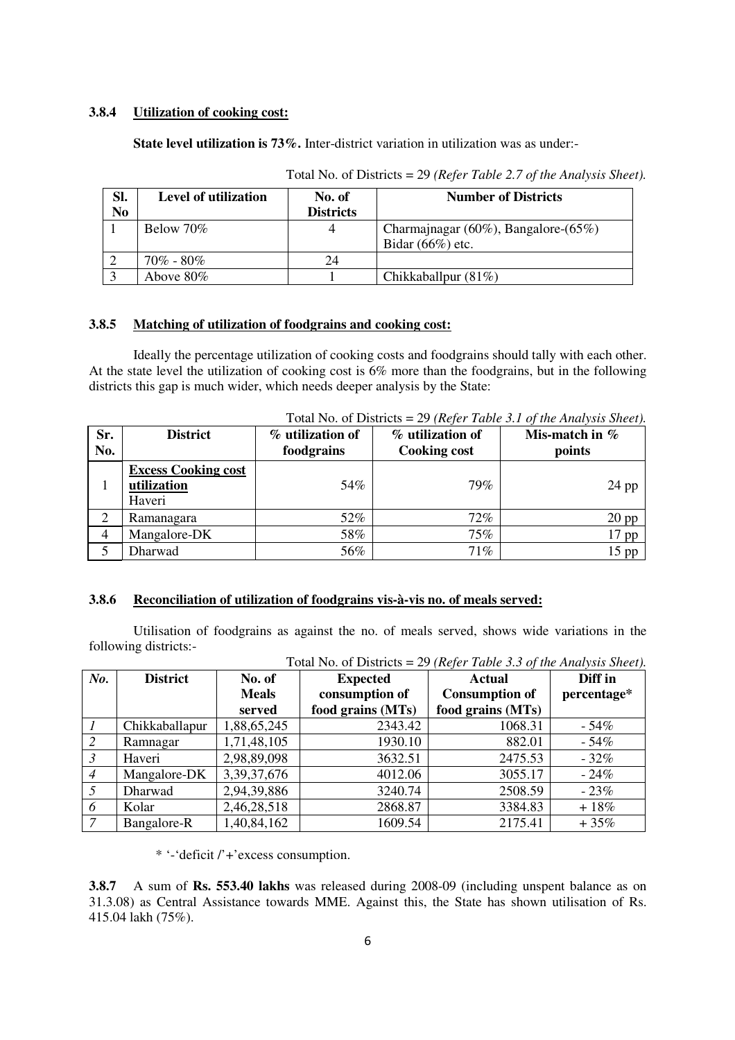**3.8.4 Utilization of cooking cost:**

**State level utilization is 73%.** Inter-district variation in utilization was as under:-

Total No. of Districts = 29 *(Refer Table 2.7 of the Analysis Sheet).*

| Sl. No | Level of utilization | No. of Districts | Number of Districts |
|---|---|---|---|
| 1 | Below 70% | 4 | Charmajnagar (60%), Bangalore-(65%) Bidar (66%) etc. |
| 2 | 70% - 80% | 24 | |
| 3 | Above 80% | 1 | Chikkaballpur (81%) |

**3.8.5 Matching of utilization of foodgrains and cooking cost:**

Ideally the percentage utilization of cooking costs and foodgrains should tally with each other. At the state level the utilization of cooking cost is 6% more than the foodgrains, but in the following districts this gap is much wider, which needs deeper analysis by the State:

Total No. of Districts = 29 *(Refer Table 3.1 of the Analysis Sheet).*

| Sr. No. | District | % utilization of foodgrains | % utilization of Cooking cost | Mis-match in % points |
|---|---|---|---|---|
| 1 | **Excess Cooking cost utilization** Haveri | 54% | 79% | 24 pp |
| 2 | Ramanagara | 52% | 72% | 20 pp |
| 4 | Mangalore-DK | 58% | 75% | 17 pp |
| 5 | Dharwad | 56% | 71% | 15 pp |

**3.8.6 Reconciliation of utilization of foodgrains vis-à-vis no. of meals served:**

Utilisation of foodgrains as against the no. of meals served, shows wide variations in the following districts:-

Total No. of Districts = 29 *(Refer Table 3.3 of the Analysis Sheet).*

| *No.* | District | No. of Meals served | Expected consumption of food grains (MTs) | Actual Consumption of food grains (MTs) | Diff in percentage* |
|---|---|---|---|---|---|
| *1* | Chikkaballapur | 1,88,65,245 | 2343.42 | 1068.31 | - 54% |
| *2* | Ramnagar | 1,71,48,105 | 1930.10 | 882.01 | - 54% |
| *3* | Haveri | 2,98,89,098 | 3632.51 | 2475.53 | - 32% |
| *4* | Mangalore-DK | 3,39,37,676 | 4012.06 | 3055.17 | - 24% |
| *5* | Dharwad | 2,94,39,886 | 3240.74 | 2508.59 | - 23% |
| *6* | Kolar | 2,46,28,518 | 2868.87 | 3384.83 | + 18% |
| *7* | Bangalore-R | 1,40,84,162 | 1609.54 | 2175.41 | + 35% |

\* '-'deficit /'+'excess consumption.

**3.8.7** A sum of **Rs. 553.40 lakhs** was released during 2008-09 (including unspent balance as on 31.3.08) as Central Assistance towards MME. Against this, the State has shown utilisation of Rs. 415.04 lakh (75%).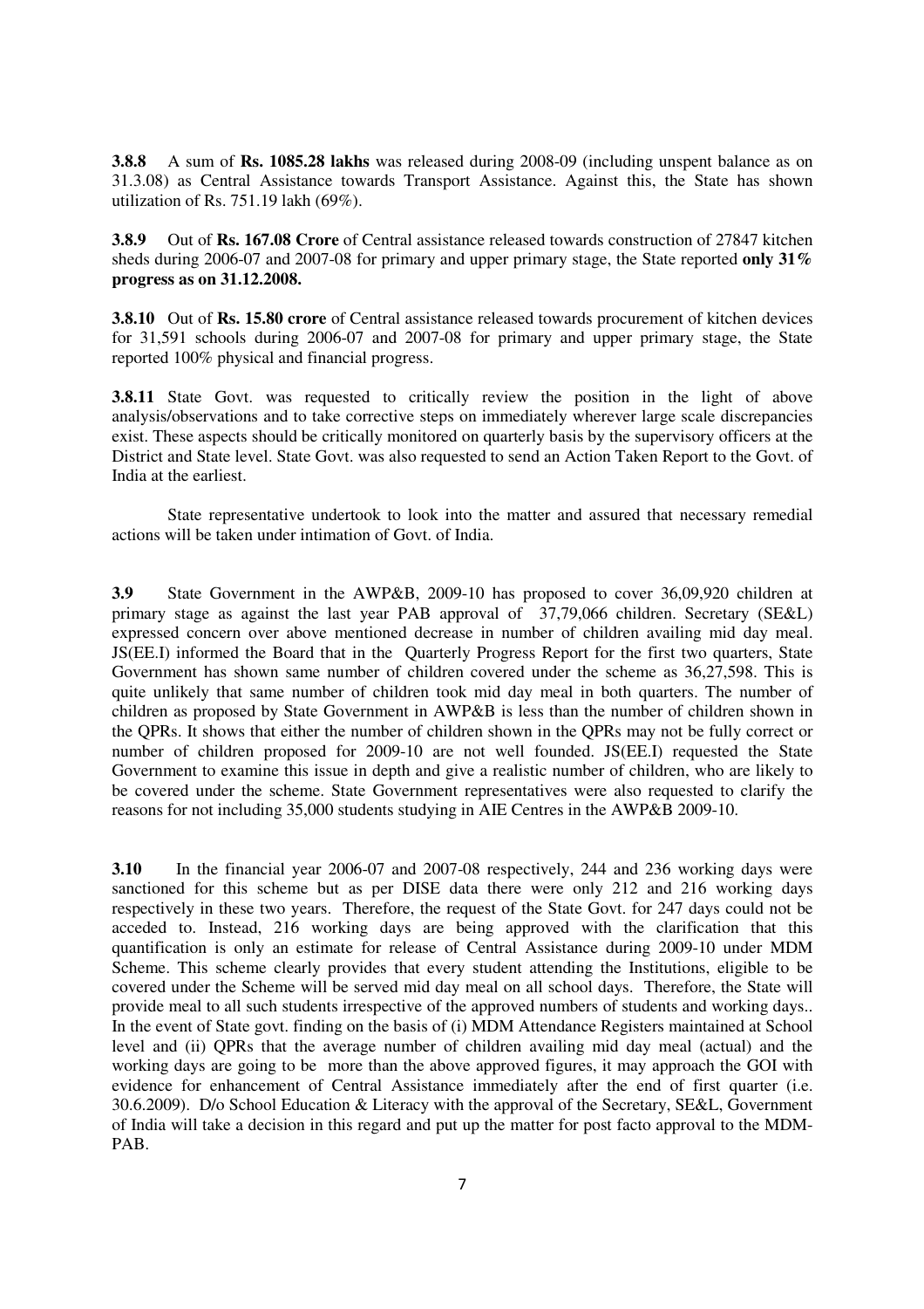**3.8.8** A sum of **Rs. 1085.28 lakhs** was released during 2008-09 (including unspent balance as on 31.3.08) as Central Assistance towards Transport Assistance. Against this, the State has shown utilization of Rs. 751.19 lakh (69%).

**3.8.9** Out of **Rs. 167.08 Crore** of Central assistance released towards construction of 27847 kitchen sheds during 2006-07 and 2007-08 for primary and upper primary stage, the State reported **only 31% progress as on 31.12.2008.**

**3.8.10** Out of **Rs. 15.80 crore** of Central assistance released towards procurement of kitchen devices for 31,591 schools during 2006-07 and 2007-08 for primary and upper primary stage, the State reported 100% physical and financial progress.

**3.8.11** State Govt. was requested to critically review the position in the light of above analysis/observations and to take corrective steps on immediately wherever large scale discrepancies exist. These aspects should be critically monitored on quarterly basis by the supervisory officers at the District and State level. State Govt. was also requested to send an Action Taken Report to the Govt. of India at the earliest.

State representative undertook to look into the matter and assured that necessary remedial actions will be taken under intimation of Govt. of India.

**3.9** State Government in the AWP&B, 2009-10 has proposed to cover 36,09,920 children at primary stage as against the last year PAB approval of 37,79,066 children. Secretary (SE&L) expressed concern over above mentioned decrease in number of children availing mid day meal. JS(EE.I) informed the Board that in the Quarterly Progress Report for the first two quarters, State Government has shown same number of children covered under the scheme as 36,27,598. This is quite unlikely that same number of children took mid day meal in both quarters. The number of children as proposed by State Government in AWP&B is less than the number of children shown in the QPRs. It shows that either the number of children shown in the QPRs may not be fully correct or number of children proposed for 2009-10 are not well founded. JS(EE.I) requested the State Government to examine this issue in depth and give a realistic number of children, who are likely to be covered under the scheme. State Government representatives were also requested to clarify the reasons for not including 35,000 students studying in AIE Centres in the AWP&B 2009-10.

**3.10** In the financial year 2006-07 and 2007-08 respectively, 244 and 236 working days were sanctioned for this scheme but as per DISE data there were only 212 and 216 working days respectively in these two years. Therefore, the request of the State Govt. for 247 days could not be acceded to. Instead, 216 working days are being approved with the clarification that this quantification is only an estimate for release of Central Assistance during 2009-10 under MDM Scheme. This scheme clearly provides that every student attending the Institutions, eligible to be covered under the Scheme will be served mid day meal on all school days. Therefore, the State will provide meal to all such students irrespective of the approved numbers of students and working days.. In the event of State govt. finding on the basis of (i) MDM Attendance Registers maintained at School level and (ii) QPRs that the average number of children availing mid day meal (actual) and the working days are going to be more than the above approved figures, it may approach the GOI with evidence for enhancement of Central Assistance immediately after the end of first quarter (i.e. 30.6.2009). D/o School Education & Literacy with the approval of the Secretary, SE&L, Government of India will take a decision in this regard and put up the matter for post facto approval to the MDM-PAB.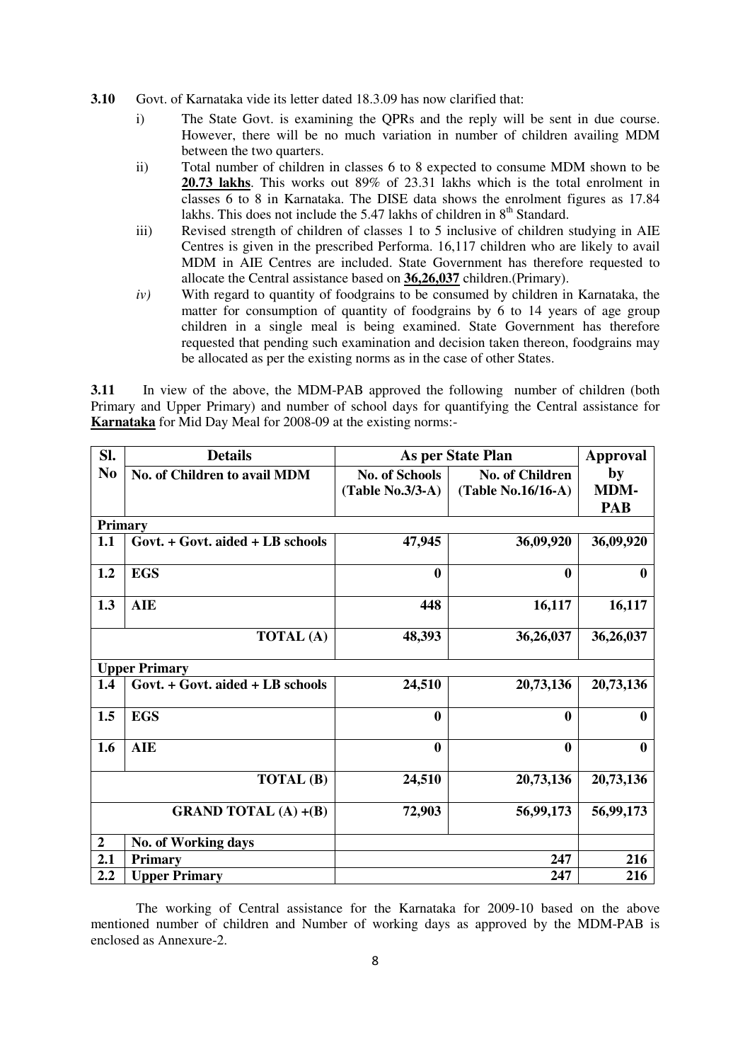**3.10** Govt. of Karnataka vide its letter dated 18.3.09 has now clarified that:

i) The State Govt. is examining the QPRs and the reply will be sent in due course. However, there will be no much variation in number of children availing MDM between the two quarters.

ii) Total number of children in classes 6 to 8 expected to consume MDM shown to be **20.73 lakhs**. This works out 89% of 23.31 lakhs which is the total enrolment in classes 6 to 8 in Karnataka. The DISE data shows the enrolment figures as 17.84 lakhs. This does not include the 5.47 lakhs of children in 8th Standard.

iii) Revised strength of children of classes 1 to 5 inclusive of children studying in AIE Centres is given in the prescribed Performa. 16,117 children who are likely to avail MDM in AIE Centres are included. State Government has therefore requested to allocate the Central assistance based on **36,26,037** children.(Primary).

*iv)* With regard to quantity of foodgrains to be consumed by children in Karnataka, the matter for consumption of quantity of foodgrains by 6 to 14 years of age group children in a single meal is being examined. State Government has therefore requested that pending such examination and decision taken thereon, foodgrains may be allocated as per the existing norms as in the case of other States.

**3.11** In view of the above, the MDM-PAB approved the following number of children (both Primary and Upper Primary) and number of school days for quantifying the Central assistance for **Karnataka** for Mid Day Meal for 2008-09 at the existing norms:-

| Sl. No | Details | As per State Plan | | Approval by MDM-PAB |
|---|---|---|---|---|
| | **No. of Children to avail MDM** | **No. of Schools (Table No.3/3-A)** | **No. of Children (Table No.16/16-A)** | |
| **Primary** | | | | |
| **1.1** | **Govt. + Govt. aided + LB schools** | **47,945** | **36,09,920** | **36,09,920** |
| **1.2** | **EGS** | **0** | **0** | **0** |
| **1.3** | **AIE** | **448** | **16,117** | **16,117** |
| | **TOTAL (A)** | **48,393** | **36,26,037** | **36,26,037** |
| **Upper Primary** | | | | |
| **1.4** | **Govt. + Govt. aided + LB schools** | **24,510** | **20,73,136** | **20,73,136** |
| **1.5** | **EGS** | **0** | **0** | **0** |
| **1.6** | **AIE** | **0** | **0** | **0** |
| | **TOTAL (B)** | **24,510** | **20,73,136** | **20,73,136** |
| | **GRAND TOTAL (A) +(B)** | **72,903** | **56,99,173** | **56,99,173** |
| **2** | **No. of Working days** | | | |
| **2.1** | **Primary** | | **247** | **216** |
| **2.2** | **Upper Primary** | | **247** | **216** |

The working of Central assistance for the Karnataka for 2009-10 based on the above mentioned number of children and Number of working days as approved by the MDM-PAB is enclosed as Annexure-2.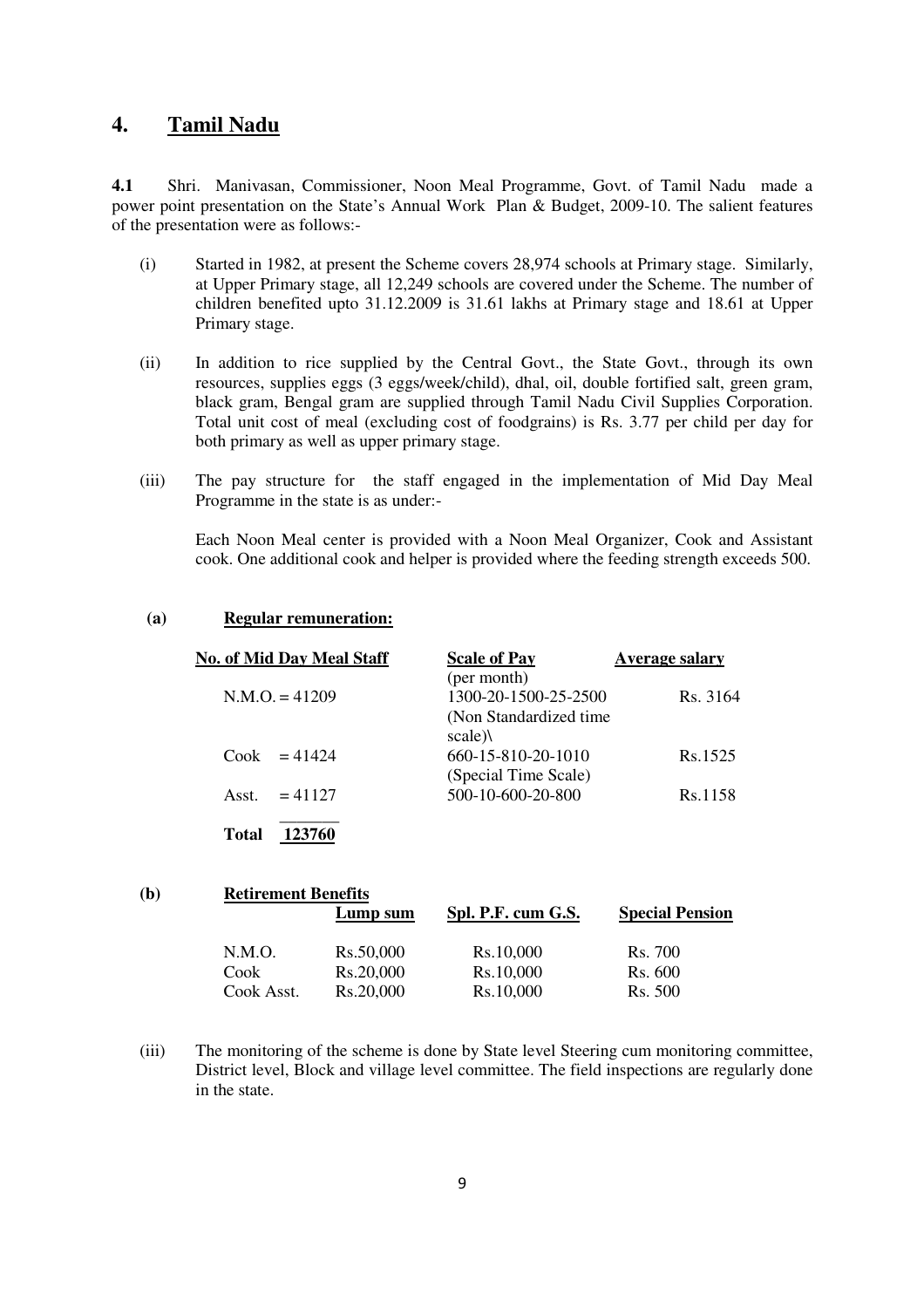## 4. Tamil Nadu

**4.1** Shri. Manivasan, Commissioner, Noon Meal Programme, Govt. of Tamil Nadu made a power point presentation on the State's Annual Work Plan & Budget, 2009-10. The salient features of the presentation were as follows:-

(i) Started in 1982, at present the Scheme covers 28,974 schools at Primary stage. Similarly, at Upper Primary stage, all 12,249 schools are covered under the Scheme. The number of children benefited upto 31.12.2009 is 31.61 lakhs at Primary stage and 18.61 at Upper Primary stage.

(ii) In addition to rice supplied by the Central Govt., the State Govt., through its own resources, supplies eggs (3 eggs/week/child), dhal, oil, double fortified salt, green gram, black gram, Bengal gram are supplied through Tamil Nadu Civil Supplies Corporation. Total unit cost of meal (excluding cost of foodgrains) is Rs. 3.77 per child per day for both primary as well as upper primary stage.

(iii) The pay structure for the staff engaged in the implementation of Mid Day Meal Programme in the state is as under:-

Each Noon Meal center is provided with a Noon Meal Organizer, Cook and Assistant cook. One additional cook and helper is provided where the feeding strength exceeds 500.

**(a) Regular remuneration:**

| No. of Mid Day Meal Staff | Scale of Pay (per month) | Average salary |
|---|---|---|
| N.M.O. = 41209 | 1300-20-1500-25-2500 (Non Standardized time scale)\ | Rs. 3164 |
| Cook = 41424 | 660-15-810-20-1010 (Special Time Scale) | Rs.1525 |
| Asst. = 41127 | 500-10-600-20-800 | Rs.1158 |
| **Total 123760** | | |

**(b) Retirement Benefits**

| | Lump sum | Spl. P.F. cum G.S. | Special Pension |
|---|---|---|---|
| N.M.O. | Rs.50,000 | Rs.10,000 | Rs. 700 |
| Cook | Rs.20,000 | Rs.10,000 | Rs. 600 |
| Cook Asst. | Rs.20,000 | Rs.10,000 | Rs. 500 |

(iii) The monitoring of the scheme is done by State level Steering cum monitoring committee, District level, Block and village level committee. The field inspections are regularly done in the state.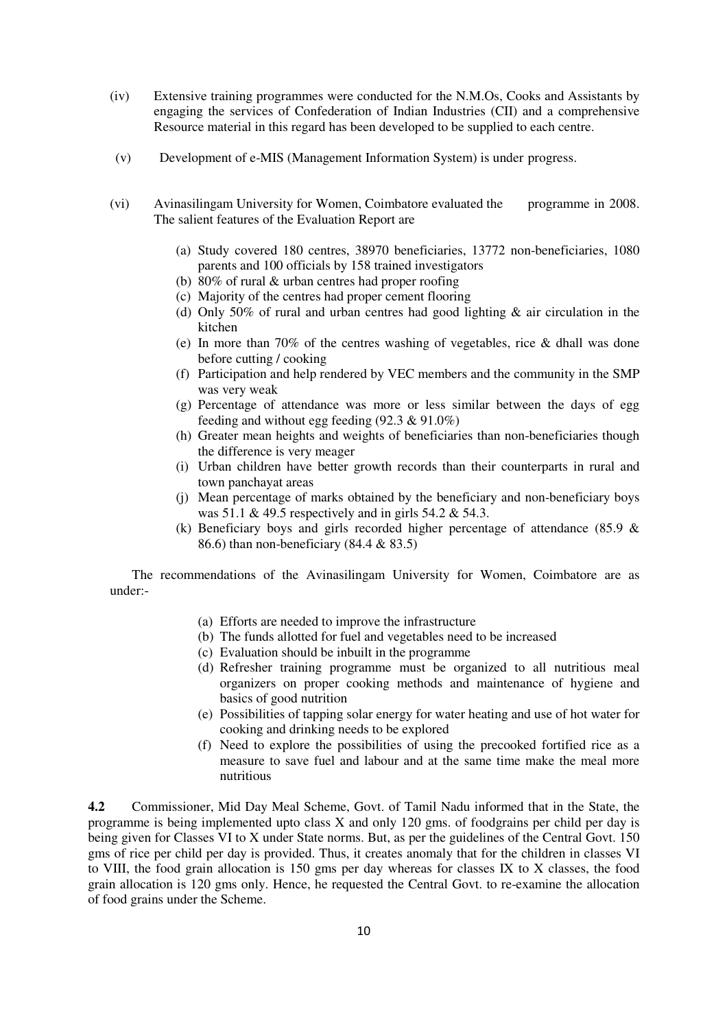(iv) Extensive training programmes were conducted for the N.M.Os, Cooks and Assistants by engaging the services of Confederation of Indian Industries (CII) and a comprehensive Resource material in this regard has been developed to be supplied to each centre.

(v) Development of e-MIS (Management Information System) is under progress.

(vi) Avinasilingam University for Women, Coimbatore evaluated the programme in 2008. The salient features of the Evaluation Report are

(a) Study covered 180 centres, 38970 beneficiaries, 13772 non-beneficiaries, 1080 parents and 100 officials by 158 trained investigators
(b) 80% of rural & urban centres had proper roofing
(c) Majority of the centres had proper cement flooring
(d) Only 50% of rural and urban centres had good lighting & air circulation in the kitchen
(e) In more than 70% of the centres washing of vegetables, rice & dhall was done before cutting / cooking
(f) Participation and help rendered by VEC members and the community in the SMP was very weak
(g) Percentage of attendance was more or less similar between the days of egg feeding and without egg feeding (92.3 & 91.0%)
(h) Greater mean heights and weights of beneficiaries than non-beneficiaries though the difference is very meager
(i) Urban children have better growth records than their counterparts in rural and town panchayat areas
(j) Mean percentage of marks obtained by the beneficiary and non-beneficiary boys was 51.1 & 49.5 respectively and in girls 54.2 & 54.3.
(k) Beneficiary boys and girls recorded higher percentage of attendance (85.9 & 86.6) than non-beneficiary (84.4 & 83.5)

The recommendations of the Avinasilingam University for Women, Coimbatore are as under:-

(a) Efforts are needed to improve the infrastructure
(b) The funds allotted for fuel and vegetables need to be increased
(c) Evaluation should be inbuilt in the programme
(d) Refresher training programme must be organized to all nutritious meal organizers on proper cooking methods and maintenance of hygiene and basics of good nutrition
(e) Possibilities of tapping solar energy for water heating and use of hot water for cooking and drinking needs to be explored
(f) Need to explore the possibilities of using the precooked fortified rice as a measure to save fuel and labour and at the same time make the meal more nutritious

**4.2** Commissioner, Mid Day Meal Scheme, Govt. of Tamil Nadu informed that in the State, the programme is being implemented upto class X and only 120 gms. of foodgrains per child per day is being given for Classes VI to X under State norms. But, as per the guidelines of the Central Govt. 150 gms of rice per child per day is provided. Thus, it creates anomaly that for the children in classes VI to VIII, the food grain allocation is 150 gms per day whereas for classes IX to X classes, the food grain allocation is 120 gms only. Hence, he requested the Central Govt. to re-examine the allocation of food grains under the Scheme.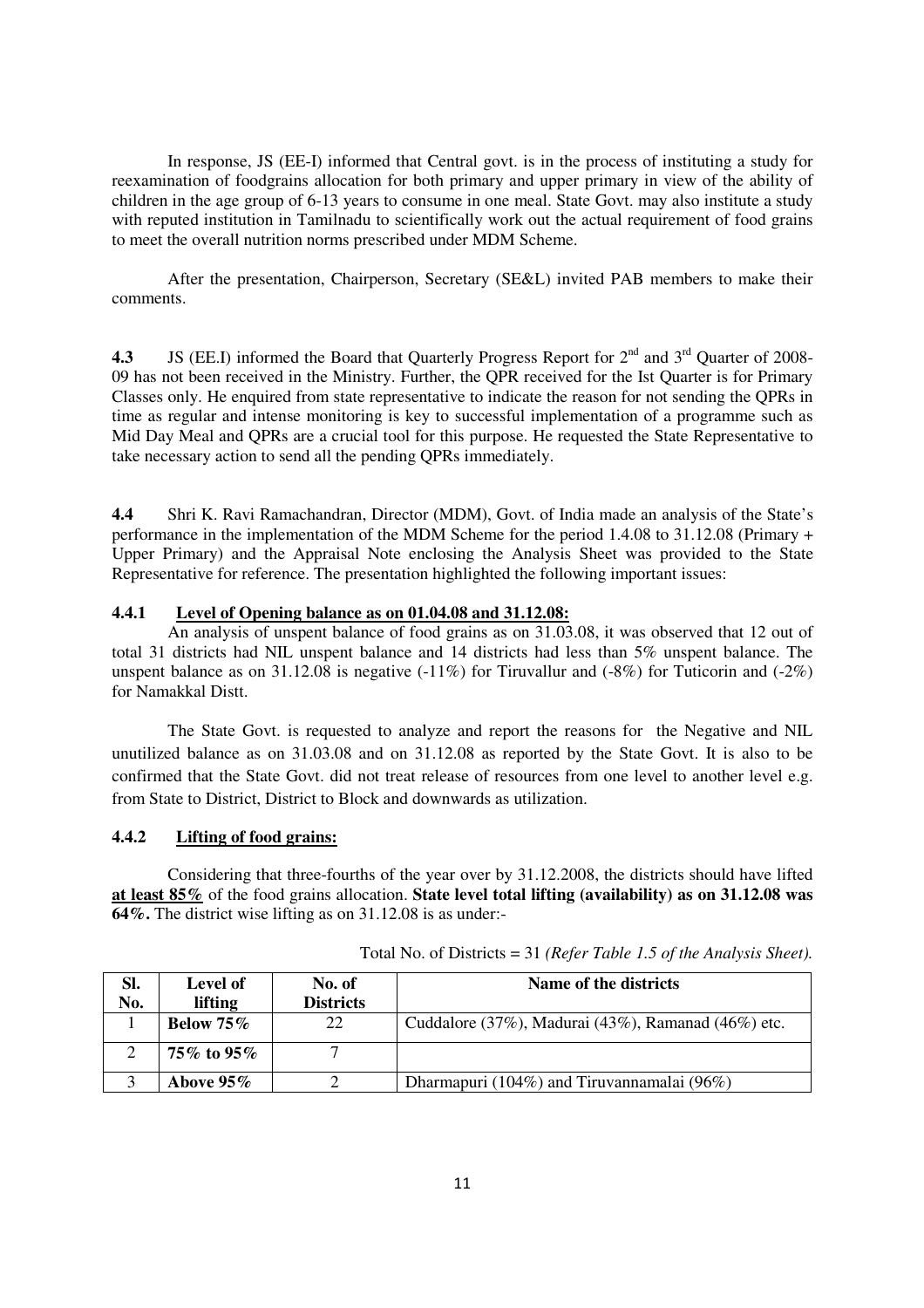In response, JS (EE-I) informed that Central govt. is in the process of instituting a study for reexamination of foodgrains allocation for both primary and upper primary in view of the ability of children in the age group of 6-13 years to consume in one meal. State Govt. may also institute a study with reputed institution in Tamilnadu to scientifically work out the actual requirement of food grains to meet the overall nutrition norms prescribed under MDM Scheme.

After the presentation, Chairperson, Secretary (SE&L) invited PAB members to make their comments.

**4.3** JS (EE.I) informed the Board that Quarterly Progress Report for 2nd and 3rd Quarter of 2008-09 has not been received in the Ministry. Further, the QPR received for the Ist Quarter is for Primary Classes only. He enquired from state representative to indicate the reason for not sending the QPRs in time as regular and intense monitoring is key to successful implementation of a programme such as Mid Day Meal and QPRs are a crucial tool for this purpose. He requested the State Representative to take necessary action to send all the pending QPRs immediately.

**4.4** Shri K. Ravi Ramachandran, Director (MDM), Govt. of India made an analysis of the State's performance in the implementation of the MDM Scheme for the period 1.4.08 to 31.12.08 (Primary + Upper Primary) and the Appraisal Note enclosing the Analysis Sheet was provided to the State Representative for reference. The presentation highlighted the following important issues:

#### 4.4.1 Level of Opening balance as on 01.04.08 and 31.12.08:

An analysis of unspent balance of food grains as on 31.03.08, it was observed that 12 out of total 31 districts had NIL unspent balance and 14 districts had less than 5% unspent balance. The unspent balance as on 31.12.08 is negative (-11%) for Tiruvallur and (-8%) for Tuticorin and (-2%) for Namakkal Distt.

The State Govt. is requested to analyze and report the reasons for the Negative and NIL unutilized balance as on 31.03.08 and on 31.12.08 as reported by the State Govt. It is also to be confirmed that the State Govt. did not treat release of resources from one level to another level e.g. from State to District, District to Block and downwards as utilization.

#### 4.4.2 Lifting of food grains:

Considering that three-fourths of the year over by 31.12.2008, the districts should have lifted **at least 85%** of the food grains allocation. **State level total lifting (availability) as on 31.12.08 was 64%.** The district wise lifting as on 31.12.08 is as under:-

Total No. of Districts = 31 *(Refer Table 1.5 of the Analysis Sheet).*

| Sl. No. | Level of lifting | No. of Districts | Name of the districts |
|---|---|---|---|
| 1 | **Below 75%** | 22 | Cuddalore (37%), Madurai (43%), Ramanad (46%) etc. |
| 2 | **75% to 95%** | 7 | |
| 3 | **Above 95%** | 2 | Dharmapuri (104%) and Tiruvannamalai (96%) |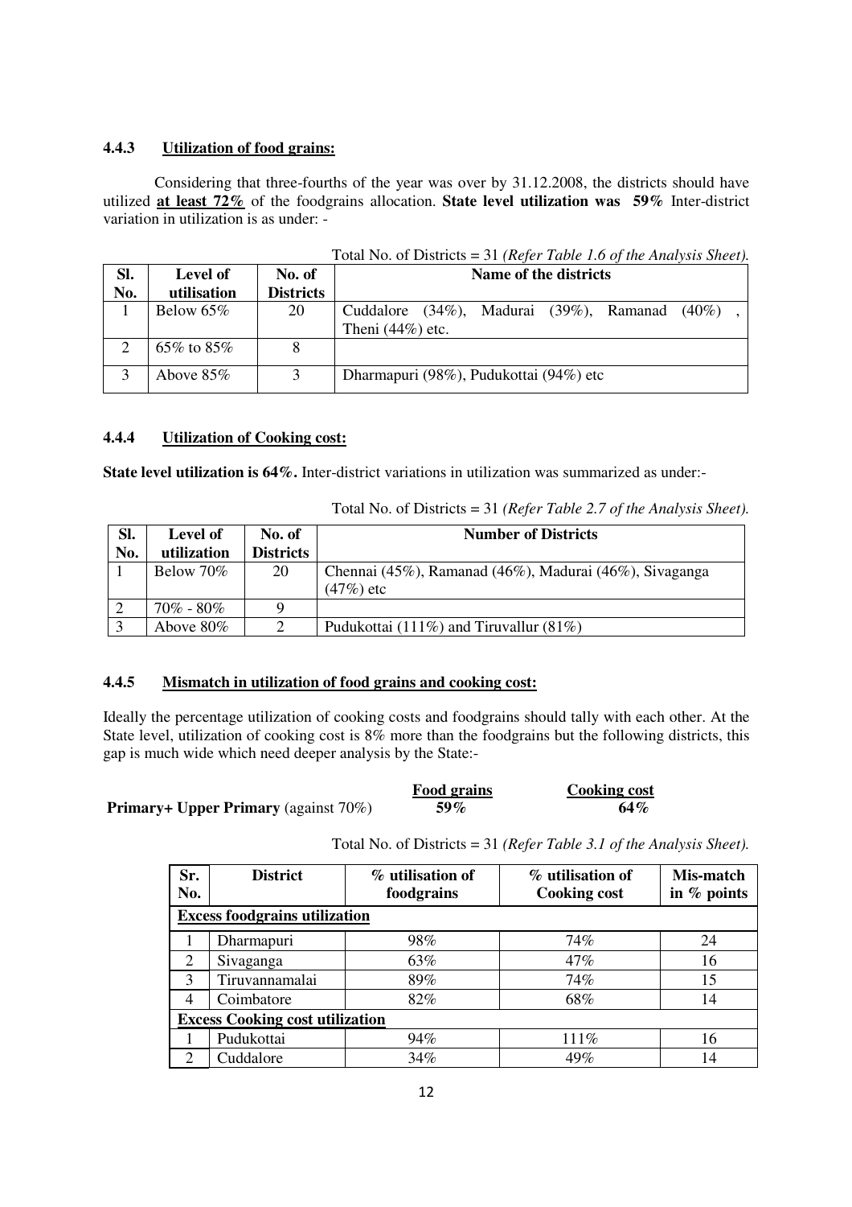### 4.4.3 Utilization of food grains:

Considering that three-fourths of the year was over by 31.12.2008, the districts should have utilized **at least 72%** of the foodgrains allocation. **State level utilization was 59%** Inter-district variation in utilization is as under: -

Total No. of Districts = 31 *(Refer Table 1.6 of the Analysis Sheet).*

| Sl. No. | Level of utilisation | No. of Districts | Name of the districts |
|---|---|---|---|
| 1 | Below 65% | 20 | Cuddalore (34%), Madurai (39%), Ramanad (40%), Theni (44%) etc. |
| 2 | 65% to 85% | 8 | |
| 3 | Above 85% | 3 | Dharmapuri (98%), Pudukottai (94%) etc |

### 4.4.4 Utilization of Cooking cost:

**State level utilization is 64%.** Inter-district variations in utilization was summarized as under:-

Total No. of Districts = 31 *(Refer Table 2.7 of the Analysis Sheet).*

| Sl. No. | Level of utilization | No. of Districts | Number of Districts |
|---|---|---|---|
| 1 | Below 70% | 20 | Chennai (45%), Ramanad (46%), Madurai (46%), Sivaganga (47%) etc |
| 2 | 70% - 80% | 9 | |
| 3 | Above 80% | 2 | Pudukottai (111%) and Tiruvallur (81%) |

### 4.4.5 Mismatch in utilization of food grains and cooking cost:

Ideally the percentage utilization of cooking costs and foodgrains should tally with each other. At the State level, utilization of cooking cost is 8% more than the foodgrains but the following districts, this gap is much wide which need deeper analysis by the State:-

| | Food grains | Cooking cost |
|---|---|---|
| **Primary+ Upper Primary** (against 70%) | **59%** | **64%** |

Total No. of Districts = 31 *(Refer Table 3.1 of the Analysis Sheet).*

| Sr. No. | District | % utilisation of foodgrains | % utilisation of Cooking cost | Mis-match in % points |
|---|---|---|---|---|
| **Excess foodgrains utilization** | | | | |
| 1 | Dharmapuri | 98% | 74% | 24 |
| 2 | Sivaganga | 63% | 47% | 16 |
| 3 | Tiruvannamalai | 89% | 74% | 15 |
| 4 | Coimbatore | 82% | 68% | 14 |
| **Excess Cooking cost utilization** | | | | |
| 1 | Pudukottai | 94% | 111% | 16 |
| 2 | Cuddalore | 34% | 49% | 14 |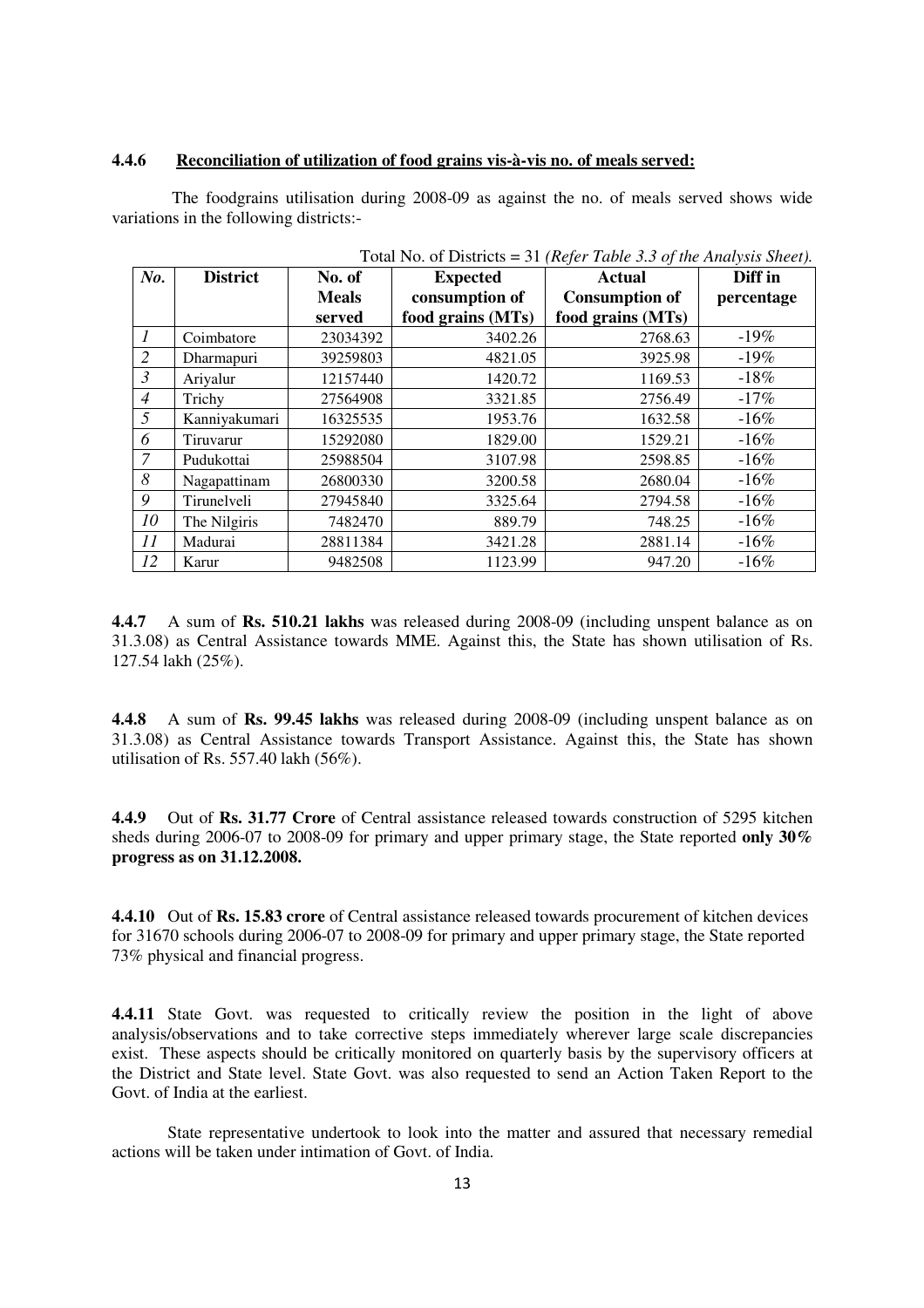**4.4.6 <u>Reconciliation of utilization of food grains vis-à-vis no. of meals served:</u>**

The foodgrains utilisation during 2008-09 as against the no. of meals served shows wide variations in the following districts:-

Total No. of Districts = 31 *(Refer Table 3.3 of the Analysis Sheet).*

| *No.* | **District** | **No. of Meals served** | **Expected consumption of food grains (MTs)** | **Actual Consumption of food grains (MTs)** | **Diff in percentage** |
|---|---|---|---|---|---|
| *1* | Coimbatore | 23034392 | 3402.26 | 2768.63 | -19% |
| *2* | Dharmapuri | 39259803 | 4821.05 | 3925.98 | -19% |
| *3* | Ariyalur | 12157440 | 1420.72 | 1169.53 | -18% |
| *4* | Trichy | 27564908 | 3321.85 | 2756.49 | -17% |
| *5* | Kanniyakumari | 16325535 | 1953.76 | 1632.58 | -16% |
| *6* | Tiruvarur | 15292080 | 1829.00 | 1529.21 | -16% |
| *7* | Pudukottai | 25988504 | 3107.98 | 2598.85 | -16% |
| *8* | Nagapattinam | 26800330 | 3200.58 | 2680.04 | -16% |
| *9* | Tirunelveli | 27945840 | 3325.64 | 2794.58 | -16% |
| *10* | The Nilgiris | 7482470 | 889.79 | 748.25 | -16% |
| *11* | Madurai | 28811384 | 3421.28 | 2881.14 | -16% |
| *12* | Karur | 9482508 | 1123.99 | 947.20 | -16% |

**4.4.7** A sum of **Rs. 510.21 lakhs** was released during 2008-09 (including unspent balance as on 31.3.08) as Central Assistance towards MME. Against this, the State has shown utilisation of Rs. 127.54 lakh (25%).

**4.4.8** A sum of **Rs. 99.45 lakhs** was released during 2008-09 (including unspent balance as on 31.3.08) as Central Assistance towards Transport Assistance. Against this, the State has shown utilisation of Rs. 557.40 lakh (56%).

**4.4.9** Out of **Rs. 31.77 Crore** of Central assistance released towards construction of 5295 kitchen sheds during 2006-07 to 2008-09 for primary and upper primary stage, the State reported **only 30% progress as on 31.12.2008.**

**4.4.10** Out of **Rs. 15.83 crore** of Central assistance released towards procurement of kitchen devices for 31670 schools during 2006-07 to 2008-09 for primary and upper primary stage, the State reported 73% physical and financial progress.

**4.4.11** State Govt. was requested to critically review the position in the light of above analysis/observations and to take corrective steps immediately wherever large scale discrepancies exist. These aspects should be critically monitored on quarterly basis by the supervisory officers at the District and State level. State Govt. was also requested to send an Action Taken Report to the Govt. of India at the earliest.

State representative undertook to look into the matter and assured that necessary remedial actions will be taken under intimation of Govt. of India.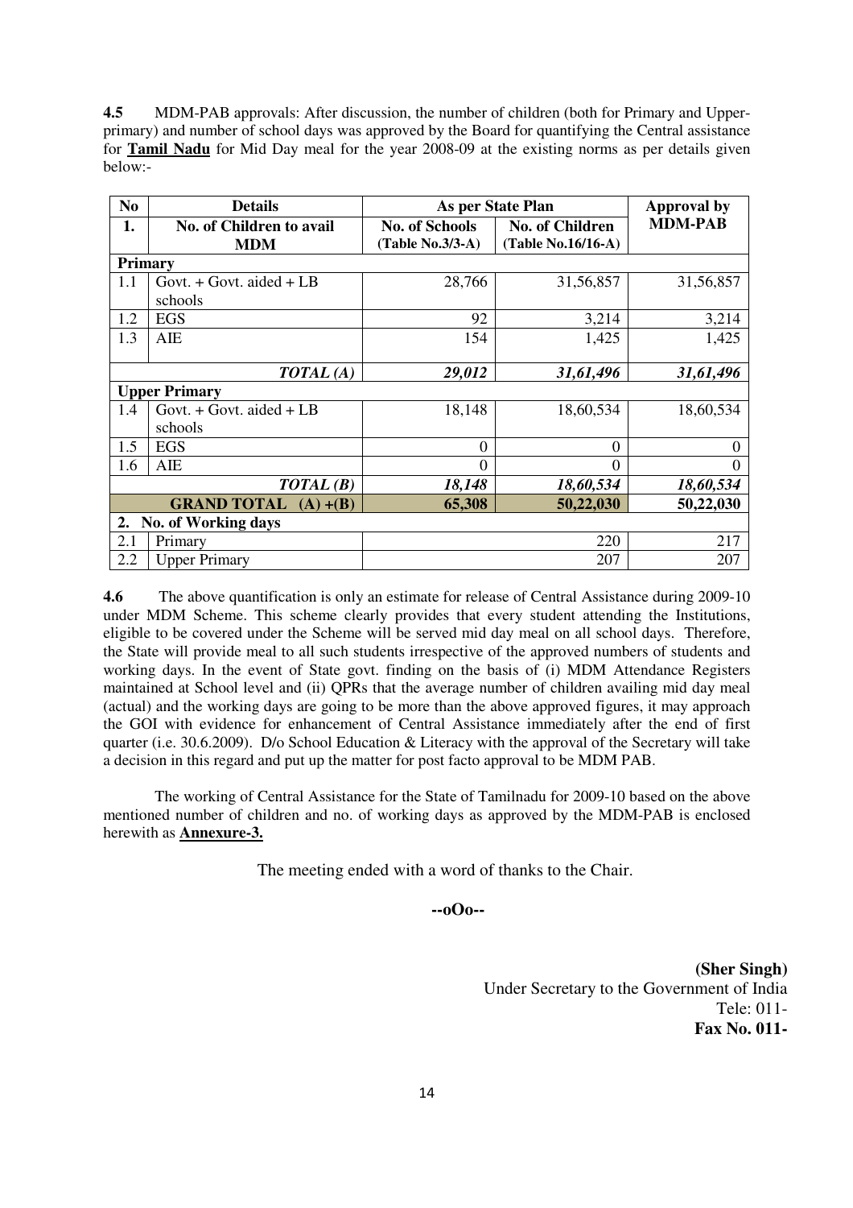**4.5** MDM-PAB approvals: After discussion, the number of children (both for Primary and Upper-primary) and number of school days was approved by the Board for quantifying the Central assistance for **Tamil Nadu** for Mid Day meal for the year 2008-09 at the existing norms as per details given below:-

| No | Details | As per State Plan | | Approval by MDM-PAB |
|---|---|---|---|---|
| **1.** | **No. of Children to avail MDM** | **No. of Schools (Table No.3/3-A)** | **No. of Children (Table No.16/16-A)** | |
| **Primary** | | | | |
| 1.1 | Govt. + Govt. aided + LB schools | 28,766 | 31,56,857 | 31,56,857 |
| 1.2 | EGS | 92 | 3,214 | 3,214 |
| 1.3 | AIE | 154 | 1,425 | 1,425 |
| | ***TOTAL (A)*** | ***29,012*** | ***31,61,496*** | ***31,61,496*** |
| **Upper Primary** | | | | |
| 1.4 | Govt. + Govt. aided + LB schools | 18,148 | 18,60,534 | 18,60,534 |
| 1.5 | EGS | 0 | 0 | 0 |
| 1.6 | AIE | 0 | 0 | 0 |
| | ***TOTAL (B)*** | ***18,148*** | ***18,60,534*** | ***18,60,534*** |
| | **GRAND TOTAL (A) +(B)** | **65,308** | **50,22,030** | **50,22,030** |
| **2.** | **No. of Working days** | | | |
| 2.1 | Primary | | 220 | 217 |
| 2.2 | Upper Primary | | 207 | 207 |

**4.6** The above quantification is only an estimate for release of Central Assistance during 2009-10 under MDM Scheme. This scheme clearly provides that every student attending the Institutions, eligible to be covered under the Scheme will be served mid day meal on all school days. Therefore, the State will provide meal to all such students irrespective of the approved numbers of students and working days. In the event of State govt. finding on the basis of (i) MDM Attendance Registers maintained at School level and (ii) QPRs that the average number of children availing mid day meal (actual) and the working days are going to be more than the above approved figures, it may approach the GOI with evidence for enhancement of Central Assistance immediately after the end of first quarter (i.e. 30.6.2009). D/o School Education & Literacy with the approval of the Secretary will take a decision in this regard and put up the matter for post facto approval to be MDM PAB.

The working of Central Assistance for the State of Tamilnadu for 2009-10 based on the above mentioned number of children and no. of working days as approved by the MDM-PAB is enclosed herewith as **Annexure-3.**

The meeting ended with a word of thanks to the Chair.

**--oOo--**

**(Sher Singh)**
Under Secretary to the Government of India
Tele: 011-
**Fax No. 011-**